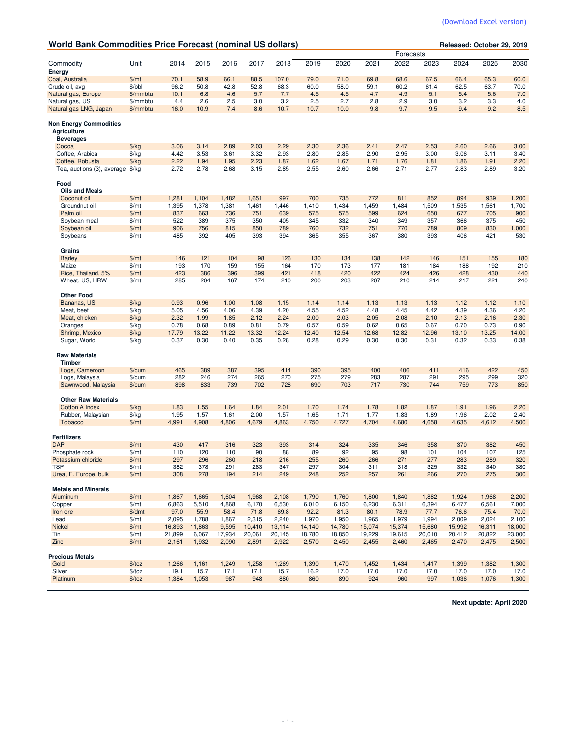(Download Excel version)

## World Bank Commodities Price Forecast (nominal US dollars)

**Released: October 29, 2019**

| Commodity | Unit | 2014 | 2015 | 2016 | 2017 | 2018 | 2019 | 2020 | 2021 | 2022 | 2023 | 2024 | 2025 | 2030 |
|---|---|---|---|---|---|---|---|---|---|---|---|---|---|---|
| | | | | | | | Forecasts | | | | | | | |
| **Energy** | | | | | | | | | | | | | | |
| Coal, Australia | $/mt | 70.1 | 58.9 | 66.1 | 88.5 | 107.0 | 79.0 | 71.0 | 69.8 | 68.6 | 67.5 | 66.4 | 65.3 | 60.0 |
| Crude oil, avg | $/bbl | 96.2 | 50.8 | 42.8 | 52.8 | 68.3 | 60.0 | 58.0 | 59.1 | 60.2 | 61.4 | 62.5 | 63.7 | 70.0 |
| Natural gas, Europe | $/mmbtu | 10.1 | 6.8 | 4.6 | 5.7 | 7.7 | 4.5 | 4.5 | 4.7 | 4.9 | 5.1 | 5.4 | 5.6 | 7.0 |
| Natural gas, US | $/mmbtu | 4.4 | 2.6 | 2.5 | 3.0 | 3.2 | 2.5 | 2.7 | 2.8 | 2.9 | 3.0 | 3.2 | 3.3 | 4.0 |
| Natural gas LNG, Japan | $/mmbtu | 16.0 | 10.9 | 7.4 | 8.6 | 10.7 | 10.7 | 10.0 | 9.8 | 9.7 | 9.5 | 9.4 | 9.2 | 8.5 |
| **Non Energy Commodities** | | | | | | | | | | | | | | |
| **Agriculture** | | | | | | | | | | | | | | |
| **Beverages** | | | | | | | | | | | | | | |
| Cocoa | $/kg | 3.06 | 3.14 | 2.89 | 2.03 | 2.29 | 2.30 | 2.36 | 2.41 | 2.47 | 2.53 | 2.60 | 2.66 | 3.00 |
| Coffee, Arabica | $/kg | 4.42 | 3.53 | 3.61 | 3.32 | 2.93 | 2.80 | 2.85 | 2.90 | 2.95 | 3.00 | 3.06 | 3.11 | 3.40 |
| Coffee, Robusta | $/kg | 2.22 | 1.94 | 1.95 | 2.23 | 1.87 | 1.62 | 1.67 | 1.71 | 1.76 | 1.81 | 1.86 | 1.91 | 2.20 |
| Tea, auctions (3), average | $/kg | 2.72 | 2.78 | 2.68 | 3.15 | 2.85 | 2.55 | 2.60 | 2.66 | 2.71 | 2.77 | 2.83 | 2.89 | 3.20 |
| **Food** | | | | | | | | | | | | | | |
| **Oils and Meals** | | | | | | | | | | | | | | |
| Coconut oil | $/mt | 1,281 | 1,104 | 1,482 | 1,651 | 997 | 700 | 735 | 772 | 811 | 852 | 894 | 939 | 1,200 |
| Groundnut oil | $/mt | 1,395 | 1,378 | 1,381 | 1,461 | 1,446 | 1,410 | 1,434 | 1,459 | 1,484 | 1,509 | 1,535 | 1,561 | 1,700 |
| Palm oil | $/mt | 837 | 663 | 736 | 751 | 639 | 575 | 575 | 599 | 624 | 650 | 677 | 705 | 900 |
| Soybean meal | $/mt | 522 | 389 | 375 | 350 | 405 | 345 | 332 | 340 | 349 | 357 | 366 | 375 | 450 |
| Soybean oil | $/mt | 906 | 756 | 815 | 850 | 789 | 760 | 732 | 751 | 770 | 789 | 809 | 830 | 1,000 |
| Soybeans | $/mt | 485 | 392 | 405 | 393 | 394 | 365 | 355 | 367 | 380 | 393 | 406 | 421 | 530 |
| **Grains** | | | | | | | | | | | | | | |
| Barley | $/mt | 146 | 121 | 104 | 98 | 126 | 130 | 134 | 138 | 142 | 146 | 151 | 155 | 180 |
| Maize | $/mt | 193 | 170 | 159 | 155 | 164 | 170 | 173 | 177 | 181 | 184 | 188 | 192 | 210 |
| Rice, Thailand, 5% | $/mt | 423 | 386 | 396 | 399 | 421 | 418 | 420 | 422 | 424 | 426 | 428 | 430 | 440 |
| Wheat, US, HRW | $/mt | 285 | 204 | 167 | 174 | 210 | 200 | 203 | 207 | 210 | 214 | 217 | 221 | 240 |
| **Other Food** | | | | | | | | | | | | | | |
| Bananas, US | $/kg | 0.93 | 0.96 | 1.00 | 1.08 | 1.15 | 1.14 | 1.14 | 1.13 | 1.13 | 1.13 | 1.12 | 1.12 | 1.10 |
| Meat, beef | $/kg | 5.05 | 4.56 | 4.06 | 4.39 | 4.20 | 4.55 | 4.52 | 4.48 | 4.45 | 4.42 | 4.39 | 4.36 | 4.20 |
| Meat, chicken | $/kg | 2.32 | 1.99 | 1.85 | 2.12 | 2.24 | 2.00 | 2.03 | 2.05 | 2.08 | 2.10 | 2.13 | 2.16 | 2.30 |
| Oranges | $/kg | 0.78 | 0.68 | 0.89 | 0.81 | 0.79 | 0.57 | 0.59 | 0.62 | 0.65 | 0.67 | 0.70 | 0.73 | 0.90 |
| Shrimp, Mexico | $/kg | 17.79 | 13.22 | 11.22 | 13.32 | 12.24 | 12.40 | 12.54 | 12.68 | 12.82 | 12.96 | 13.10 | 13.25 | 14.00 |
| Sugar, World | $/kg | 0.37 | 0.30 | 0.40 | 0.35 | 0.28 | 0.28 | 0.29 | 0.30 | 0.30 | 0.31 | 0.32 | 0.33 | 0.38 |
| **Raw Materials** | | | | | | | | | | | | | | |
| **Timber** | | | | | | | | | | | | | | |
| Logs, Cameroon | $/cum | 465 | 389 | 387 | 395 | 414 | 390 | 395 | 400 | 406 | 411 | 416 | 422 | 450 |
| Logs, Malaysia | $/cum | 282 | 246 | 274 | 265 | 270 | 275 | 279 | 283 | 287 | 291 | 295 | 299 | 320 |
| Sawnwood, Malaysia | $/cum | 898 | 833 | 739 | 702 | 728 | 690 | 703 | 717 | 730 | 744 | 759 | 773 | 850 |
| **Other Raw Materials** | | | | | | | | | | | | | | |
| Cotton A Index | $/kg | 1.83 | 1.55 | 1.64 | 1.84 | 2.01 | 1.70 | 1.74 | 1.78 | 1.82 | 1.87 | 1.91 | 1.96 | 2.20 |
| Rubber, Malaysian | $/kg | 1.95 | 1.57 | 1.61 | 2.00 | 1.57 | 1.65 | 1.71 | 1.77 | 1.83 | 1.89 | 1.96 | 2.02 | 2.40 |
| Tobacco | $/mt | 4,991 | 4,908 | 4,806 | 4,679 | 4,863 | 4,750 | 4,727 | 4,704 | 4,680 | 4,658 | 4,635 | 4,612 | 4,500 |
| **Fertilizers** | | | | | | | | | | | | | | |
| DAP | $/mt | 430 | 417 | 316 | 323 | 393 | 314 | 324 | 335 | 346 | 358 | 370 | 382 | 450 |
| Phosphate rock | $/mt | 110 | 120 | 110 | 90 | 88 | 89 | 92 | 95 | 98 | 101 | 104 | 107 | 125 |
| Potassium chloride | $/mt | 297 | 296 | 260 | 218 | 216 | 255 | 260 | 266 | 271 | 277 | 283 | 289 | 320 |
| TSP | $/mt | 382 | 378 | 291 | 283 | 347 | 297 | 304 | 311 | 318 | 325 | 332 | 340 | 380 |
| Urea, E. Europe, bulk | $/mt | 308 | 278 | 194 | 214 | 249 | 248 | 252 | 257 | 261 | 266 | 270 | 275 | 300 |
| **Metals and Minerals** | | | | | | | | | | | | | | |
| Aluminum | $/mt | 1,867 | 1,665 | 1,604 | 1,968 | 2,108 | 1,790 | 1,760 | 1,800 | 1,840 | 1,882 | 1,924 | 1,968 | 2,200 |
| Copper | $/mt | 6,863 | 5,510 | 4,868 | 6,170 | 6,530 | 6,010 | 6,150 | 6,230 | 6,311 | 6,394 | 6,477 | 6,561 | 7,000 |
| Iron ore | $/dmt | 97.0 | 55.9 | 58.4 | 71.8 | 69.8 | 92.2 | 81.3 | 80.1 | 78.9 | 77.7 | 76.6 | 75.4 | 70.0 |
| Lead | $/mt | 2,095 | 1,788 | 1,867 | 2,315 | 2,240 | 1,970 | 1,950 | 1,965 | 1,979 | 1,994 | 2,009 | 2,024 | 2,100 |
| Nickel | $/mt | 16,893 | 11,863 | 9,595 | 10,410 | 13,114 | 14,140 | 14,780 | 15,074 | 15,374 | 15,680 | 15,992 | 16,311 | 18,000 |
| Tin | $/mt | 21,899 | 16,067 | 17,934 | 20,061 | 20,145 | 18,780 | 18,850 | 19,229 | 19,615 | 20,010 | 20,412 | 20,822 | 23,000 |
| Zinc | $/mt | 2,161 | 1,932 | 2,090 | 2,891 | 2,922 | 2,570 | 2,450 | 2,455 | 2,460 | 2,465 | 2,470 | 2,475 | 2,500 |
| **Precious Metals** | | | | | | | | | | | | | | |
| Gold | $/toz | 1,266 | 1,161 | 1,249 | 1,258 | 1,269 | 1,390 | 1,470 | 1,452 | 1,434 | 1,417 | 1,399 | 1,382 | 1,300 |
| Silver | $/toz | 19.1 | 15.7 | 17.1 | 17.1 | 15.7 | 16.2 | 17.0 | 17.0 | 17.0 | 17.0 | 17.0 | 17.0 | 17.0 |
| Platinum | $/toz | 1,384 | 1,053 | 987 | 948 | 880 | 860 | 890 | 924 | 960 | 997 | 1,036 | 1,076 | 1,300 |

**Next update: April 2020**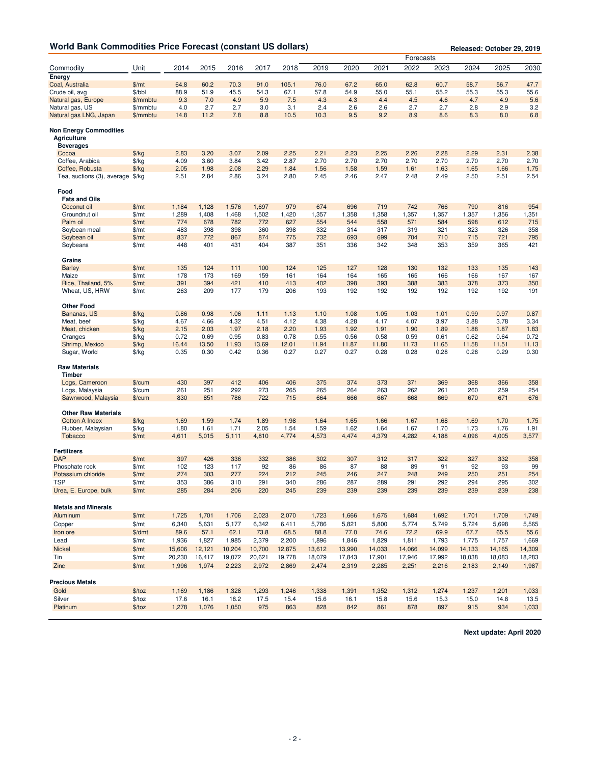## World Bank Commodities Price Forecast (constant US dollars)

**Released: October 29, 2019**

| Commodity | Unit | 2014 | 2015 | 2016 | 2017 | 2018 | 2019 | 2020 | 2021 | 2022 | 2023 | 2024 | 2025 | 2030 |
|---|---|---|---|---|---|---|---|---|---|---|---|---|---|---|
| | | | | | | | Forecasts | | | | | | | |
| **Energy** | | | | | | | | | | | | | | |
| Coal, Australia | $/mt | 64.8 | 60.2 | 70.3 | 91.0 | 105.1 | 76.0 | 67.2 | 65.0 | 62.8 | 60.7 | 58.7 | 56.7 | 47.7 |
| Crude oil, avg | $/bbl | 88.9 | 51.9 | 45.5 | 54.3 | 67.1 | 57.8 | 54.9 | 55.0 | 55.1 | 55.2 | 55.3 | 55.3 | 55.6 |
| Natural gas, Europe | $/mmbtu | 9.3 | 7.0 | 4.9 | 5.9 | 7.5 | 4.3 | 4.3 | 4.4 | 4.5 | 4.6 | 4.7 | 4.9 | 5.6 |
| Natural gas, US | $/mmbtu | 4.0 | 2.7 | 2.7 | 3.0 | 3.1 | 2.4 | 2.6 | 2.6 | 2.7 | 2.7 | 2.8 | 2.9 | 3.2 |
| Natural gas LNG, Japan | $/mmbtu | 14.8 | 11.2 | 7.8 | 8.8 | 10.5 | 10.3 | 9.5 | 9.2 | 8.9 | 8.6 | 8.3 | 8.0 | 6.8 |
| **Non Energy Commodities** | | | | | | | | | | | | | | |
| **Agriculture** | | | | | | | | | | | | | | |
| **Beverages** | | | | | | | | | | | | | | |
| Cocoa | $/kg | 2.83 | 3.20 | 3.07 | 2.09 | 2.25 | 2.21 | 2.23 | 2.25 | 2.26 | 2.28 | 2.29 | 2.31 | 2.38 |
| Coffee, Arabica | $/kg | 4.09 | 3.60 | 3.84 | 3.42 | 2.87 | 2.70 | 2.70 | 2.70 | 2.70 | 2.70 | 2.70 | 2.70 | 2.70 |
| Coffee, Robusta | $/kg | 2.05 | 1.98 | 2.08 | 2.29 | 1.84 | 1.56 | 1.58 | 1.59 | 1.61 | 1.63 | 1.65 | 1.66 | 1.75 |
| Tea, auctions (3), average | $/kg | 2.51 | 2.84 | 2.86 | 3.24 | 2.80 | 2.45 | 2.46 | 2.47 | 2.48 | 2.49 | 2.50 | 2.51 | 2.54 |
| **Food** | | | | | | | | | | | | | | |
| **Fats and Oils** | | | | | | | | | | | | | | |
| Coconut oil | $/mt | 1,184 | 1,128 | 1,576 | 1,697 | 979 | 674 | 696 | 719 | 742 | 766 | 790 | 816 | 954 |
| Groundnut oil | $/mt | 1,289 | 1,408 | 1,468 | 1,502 | 1,420 | 1,357 | 1,358 | 1,358 | 1,357 | 1,357 | 1,357 | 1,356 | 1,351 |
| Palm oil | $/mt | 774 | 678 | 782 | 772 | 627 | 554 | 544 | 558 | 571 | 584 | 598 | 612 | 715 |
| Soybean meal | $/mt | 483 | 398 | 398 | 360 | 398 | 332 | 314 | 317 | 319 | 321 | 323 | 326 | 358 |
| Soybean oil | $/mt | 837 | 772 | 867 | 874 | 775 | 732 | 693 | 699 | 704 | 710 | 715 | 721 | 795 |
| Soybeans | $/mt | 448 | 401 | 431 | 404 | 387 | 351 | 336 | 342 | 348 | 353 | 359 | 365 | 421 |
| **Grains** | | | | | | | | | | | | | | |
| Barley | $/mt | 135 | 124 | 111 | 100 | 124 | 125 | 127 | 128 | 130 | 132 | 133 | 135 | 143 |
| Maize | $/mt | 178 | 173 | 169 | 159 | 161 | 164 | 164 | 165 | 165 | 166 | 166 | 167 | 167 |
| Rice, Thailand, 5% | $/mt | 391 | 394 | 421 | 410 | 413 | 402 | 398 | 393 | 388 | 383 | 378 | 373 | 350 |
| Wheat, US, HRW | $/mt | 263 | 209 | 177 | 179 | 206 | 193 | 192 | 192 | 192 | 192 | 192 | 192 | 191 |
| **Other Food** | | | | | | | | | | | | | | |
| Bananas, US | $/kg | 0.86 | 0.98 | 1.06 | 1.11 | 1.13 | 1.10 | 1.08 | 1.05 | 1.03 | 1.01 | 0.99 | 0.97 | 0.87 |
| Meat, beef | $/kg | 4.67 | 4.66 | 4.32 | 4.51 | 4.12 | 4.38 | 4.28 | 4.17 | 4.07 | 3.97 | 3.88 | 3.78 | 3.34 |
| Meat, chicken | $/kg | 2.15 | 2.03 | 1.97 | 2.18 | 2.20 | 1.93 | 1.92 | 1.91 | 1.90 | 1.89 | 1.88 | 1.87 | 1.83 |
| Oranges | $/kg | 0.72 | 0.69 | 0.95 | 0.83 | 0.78 | 0.55 | 0.56 | 0.58 | 0.59 | 0.61 | 0.62 | 0.64 | 0.72 |
| Shrimp, Mexico | $/kg | 16.44 | 13.50 | 11.93 | 13.69 | 12.01 | 11.94 | 11.87 | 11.80 | 11.73 | 11.65 | 11.58 | 11.51 | 11.13 |
| Sugar, World | $/kg | 0.35 | 0.30 | 0.42 | 0.36 | 0.27 | 0.27 | 0.27 | 0.28 | 0.28 | 0.28 | 0.28 | 0.29 | 0.30 |
| **Raw Materials** | | | | | | | | | | | | | | |
| **Timber** | | | | | | | | | | | | | | |
| Logs, Cameroon | $/cum | 430 | 397 | 412 | 406 | 406 | 375 | 374 | 373 | 371 | 369 | 368 | 366 | 358 |
| Logs, Malaysia | $/cum | 261 | 251 | 292 | 273 | 265 | 265 | 264 | 263 | 262 | 261 | 260 | 259 | 254 |
| Sawnwood, Malaysia | $/cum | 830 | 851 | 786 | 722 | 715 | 664 | 666 | 667 | 668 | 669 | 670 | 671 | 676 |
| **Other Raw Materials** | | | | | | | | | | | | | | |
| Cotton A Index | $/kg | 1.69 | 1.59 | 1.74 | 1.89 | 1.98 | 1.64 | 1.65 | 1.66 | 1.67 | 1.68 | 1.69 | 1.70 | 1.75 |
| Rubber, Malaysian | $/kg | 1.80 | 1.61 | 1.71 | 2.05 | 1.54 | 1.59 | 1.62 | 1.64 | 1.67 | 1.70 | 1.73 | 1.76 | 1.91 |
| Tobacco | $/mt | 4,611 | 5,015 | 5,111 | 4,810 | 4,774 | 4,573 | 4,474 | 4,379 | 4,282 | 4,188 | 4,096 | 4,005 | 3,577 |
| **Fertilizers** | | | | | | | | | | | | | | |
| DAP | $/mt | 397 | 426 | 336 | 332 | 386 | 302 | 307 | 312 | 317 | 322 | 327 | 332 | 358 |
| Phosphate rock | $/mt | 102 | 123 | 117 | 92 | 86 | 86 | 87 | 88 | 89 | 91 | 92 | 93 | 99 |
| Potassium chloride | $/mt | 274 | 303 | 277 | 224 | 212 | 245 | 246 | 247 | 248 | 249 | 250 | 251 | 254 |
| TSP | $/mt | 353 | 386 | 310 | 291 | 340 | 286 | 287 | 289 | 291 | 292 | 294 | 295 | 302 |
| Urea, E. Europe, bulk | $/mt | 285 | 284 | 206 | 220 | 245 | 239 | 239 | 239 | 239 | 239 | 239 | 239 | 238 |
| **Metals and Minerals** | | | | | | | | | | | | | | |
| Aluminum | $/mt | 1,725 | 1,701 | 1,706 | 2,023 | 2,070 | 1,723 | 1,666 | 1,675 | 1,684 | 1,692 | 1,701 | 1,709 | 1,749 |
| Copper | $/mt | 6,340 | 5,631 | 5,177 | 6,342 | 6,411 | 5,786 | 5,821 | 5,800 | 5,774 | 5,749 | 5,724 | 5,698 | 5,565 |
| Iron ore | $/dmt | 89.6 | 57.1 | 62.1 | 73.8 | 68.5 | 88.8 | 77.0 | 74.6 | 72.2 | 69.9 | 67.7 | 65.5 | 55.6 |
| Lead | $/mt | 1,936 | 1,827 | 1,985 | 2,379 | 2,200 | 1,896 | 1,846 | 1,829 | 1,811 | 1,793 | 1,775 | 1,757 | 1,669 |
| Nickel | $/mt | 15,606 | 12,121 | 10,204 | 10,700 | 12,875 | 13,612 | 13,990 | 14,033 | 14,066 | 14,099 | 14,133 | 14,165 | 14,309 |
| Tin | $/mt | 20,230 | 16,417 | 19,072 | 20,621 | 19,778 | 18,079 | 17,843 | 17,901 | 17,946 | 17,992 | 18,038 | 18,083 | 18,283 |
| Zinc | $/mt | 1,996 | 1,974 | 2,223 | 2,972 | 2,869 | 2,474 | 2,319 | 2,285 | 2,251 | 2,216 | 2,183 | 2,149 | 1,987 |
| **Precious Metals** | | | | | | | | | | | | | | |
| Gold | $/toz | 1,169 | 1,186 | 1,328 | 1,293 | 1,246 | 1,338 | 1,391 | 1,352 | 1,312 | 1,274 | 1,237 | 1,201 | 1,033 |
| Silver | $/toz | 17.6 | 16.1 | 18.2 | 17.5 | 15.4 | 15.6 | 16.1 | 15.8 | 15.6 | 15.3 | 15.0 | 14.8 | 13.5 |
| Platinum | $/toz | 1,278 | 1,076 | 1,050 | 975 | 863 | 828 | 842 | 861 | 878 | 897 | 915 | 934 | 1,033 |

**Next update: April 2020**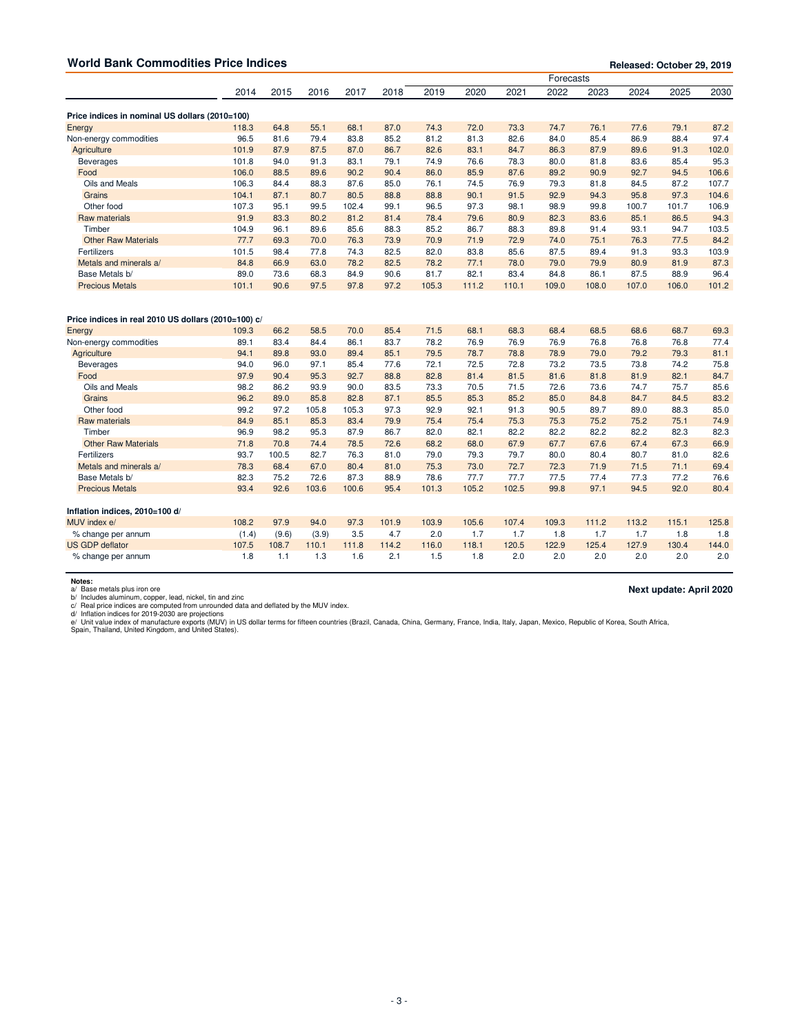## World Bank Commodities Price Indices

**Released: October 29, 2019**

| | 2014 | 2015 | 2016 | 2017 | 2018 | 2019 | 2020 | 2021 | 2022 | 2023 | 2024 | 2025 | 2030 |
|---|---|---|---|---|---|---|---|---|---|---|---|---|---|
| | | | | | | Forecasts | | | | | | | |
| **Price indices in nominal US dollars (2010=100)** | | | | | | | | | | | | | |
| Energy | 118.3 | 64.8 | 55.1 | 68.1 | 87.0 | 74.3 | 72.0 | 73.3 | 74.7 | 76.1 | 77.6 | 79.1 | 87.2 |
| Non-energy commodities | 96.5 | 81.6 | 79.4 | 83.8 | 85.2 | 81.2 | 81.3 | 82.6 | 84.0 | 85.4 | 86.9 | 88.4 | 97.4 |
| Agriculture | 101.9 | 87.9 | 87.5 | 87.0 | 86.7 | 82.6 | 83.1 | 84.7 | 86.3 | 87.9 | 89.6 | 91.3 | 102.0 |
| Beverages | 101.8 | 94.0 | 91.3 | 83.1 | 79.1 | 74.9 | 76.6 | 78.3 | 80.0 | 81.8 | 83.6 | 85.4 | 95.3 |
| Food | 106.0 | 88.5 | 89.6 | 90.2 | 90.4 | 86.0 | 85.9 | 87.6 | 89.2 | 90.9 | 92.7 | 94.5 | 106.6 |
| Oils and Meals | 106.3 | 84.4 | 88.3 | 87.6 | 85.0 | 76.1 | 74.5 | 76.9 | 79.3 | 81.8 | 84.5 | 87.2 | 107.7 |
| Grains | 104.1 | 87.1 | 80.7 | 80.5 | 88.8 | 88.8 | 90.1 | 91.5 | 92.9 | 94.3 | 95.8 | 97.3 | 104.6 |
| Other food | 107.3 | 95.1 | 99.5 | 102.4 | 99.1 | 96.5 | 97.3 | 98.1 | 98.9 | 99.8 | 100.7 | 101.7 | 106.9 |
| Raw materials | 91.9 | 83.3 | 80.2 | 81.2 | 81.4 | 78.4 | 79.6 | 80.9 | 82.3 | 83.6 | 85.1 | 86.5 | 94.3 |
| Timber | 104.9 | 96.1 | 89.6 | 85.6 | 88.3 | 85.2 | 86.7 | 88.3 | 89.8 | 91.4 | 93.1 | 94.7 | 103.5 |
| Other Raw Materials | 77.7 | 69.3 | 70.0 | 76.3 | 73.9 | 70.9 | 71.9 | 72.9 | 74.0 | 75.1 | 76.3 | 77.5 | 84.2 |
| Fertilizers | 101.5 | 98.4 | 77.8 | 74.3 | 82.5 | 82.0 | 83.8 | 85.6 | 87.5 | 89.4 | 91.3 | 93.3 | 103.9 |
| Metals and minerals a/ | 84.8 | 66.9 | 63.0 | 78.2 | 82.5 | 78.2 | 77.1 | 78.0 | 79.0 | 79.9 | 80.9 | 81.9 | 87.3 |
| Base Metals b/ | 89.0 | 73.6 | 68.3 | 84.9 | 90.6 | 81.7 | 82.1 | 83.4 | 84.8 | 86.1 | 87.5 | 88.9 | 96.4 |
| Precious Metals | 101.1 | 90.6 | 97.5 | 97.8 | 97.2 | 105.3 | 111.2 | 110.1 | 109.0 | 108.0 | 107.0 | 106.0 | 101.2 |
| **Price indices in real 2010 US dollars (2010=100) c/** | | | | | | | | | | | | | |
| Energy | 109.3 | 66.2 | 58.5 | 70.0 | 85.4 | 71.5 | 68.1 | 68.3 | 68.4 | 68.5 | 68.6 | 68.7 | 69.3 |
| Non-energy commodities | 89.1 | 83.4 | 84.4 | 86.1 | 83.7 | 78.2 | 76.9 | 76.9 | 76.9 | 76.8 | 76.8 | 76.8 | 77.4 |
| Agriculture | 94.1 | 89.8 | 93.0 | 89.4 | 85.1 | 79.5 | 78.7 | 78.8 | 78.9 | 79.0 | 79.2 | 79.3 | 81.1 |
| Beverages | 94.0 | 96.0 | 97.1 | 85.4 | 77.6 | 72.1 | 72.5 | 72.8 | 73.2 | 73.5 | 73.8 | 74.2 | 75.8 |
| Food | 97.9 | 90.4 | 95.3 | 92.7 | 88.8 | 82.8 | 81.4 | 81.5 | 81.6 | 81.8 | 81.9 | 82.1 | 84.7 |
| Oils and Meals | 98.2 | 86.2 | 93.9 | 90.0 | 83.5 | 73.3 | 70.5 | 71.5 | 72.6 | 73.6 | 74.7 | 75.7 | 85.6 |
| Grains | 96.2 | 89.0 | 85.8 | 82.8 | 87.1 | 85.5 | 85.3 | 85.2 | 85.0 | 84.8 | 84.7 | 84.5 | 83.2 |
| Other food | 99.2 | 97.2 | 105.8 | 105.3 | 97.3 | 92.9 | 92.1 | 91.3 | 90.5 | 89.7 | 89.0 | 88.3 | 85.0 |
| Raw materials | 84.9 | 85.1 | 85.3 | 83.4 | 79.9 | 75.4 | 75.4 | 75.3 | 75.3 | 75.2 | 75.2 | 75.1 | 74.9 |
| Timber | 96.9 | 98.2 | 95.3 | 87.9 | 86.7 | 82.0 | 82.1 | 82.2 | 82.2 | 82.2 | 82.2 | 82.3 | 82.3 |
| Other Raw Materials | 71.8 | 70.8 | 74.4 | 78.5 | 72.6 | 68.2 | 68.0 | 67.9 | 67.7 | 67.6 | 67.4 | 67.3 | 66.9 |
| Fertilizers | 93.7 | 100.5 | 82.7 | 76.3 | 81.0 | 79.0 | 79.3 | 79.7 | 80.0 | 80.4 | 80.7 | 81.0 | 82.6 |
| Metals and minerals a/ | 78.3 | 68.4 | 67.0 | 80.4 | 81.0 | 75.3 | 73.0 | 72.7 | 72.3 | 71.9 | 71.5 | 71.1 | 69.4 |
| Base Metals b/ | 82.3 | 75.2 | 72.6 | 87.3 | 88.9 | 78.6 | 77.7 | 77.7 | 77.5 | 77.4 | 77.3 | 77.2 | 76.6 |
| Precious Metals | 93.4 | 92.6 | 103.6 | 100.6 | 95.4 | 101.3 | 105.2 | 102.5 | 99.8 | 97.1 | 94.5 | 92.0 | 80.4 |
| **Inflation indices, 2010=100 d/** | | | | | | | | | | | | | |
| MUV index e/ | 108.2 | 97.9 | 94.0 | 97.3 | 101.9 | 103.9 | 105.6 | 107.4 | 109.3 | 111.2 | 113.2 | 115.1 | 125.8 |
| % change per annum | (1.4) | (9.6) | (3.9) | 3.5 | 4.7 | 2.0 | 1.7 | 1.7 | 1.8 | 1.7 | 1.7 | 1.8 | 1.8 |
| US GDP deflator | 107.5 | 108.7 | 110.1 | 111.8 | 114.2 | 116.0 | 118.1 | 120.5 | 122.9 | 125.4 | 127.9 | 130.4 | 144.0 |
| % change per annum | 1.8 | 1.1 | 1.3 | 1.6 | 2.1 | 1.5 | 1.8 | 2.0 | 2.0 | 2.0 | 2.0 | 2.0 | 2.0 |

**Notes:**

a/ Base metals plus iron ore
b/ Includes aluminum, copper, lead, nickel, tin and zinc
c/ Real price indices are computed from unrounded data and deflated by the MUV index.
d/ Inflation indices for 2019-2030 are projections
e/ Unit value index of manufacture exports (MUV) in US dollar terms for fifteen countries (Brazil, Canada, China, Germany, France, India, Italy, Japan, Mexico, Republic of Korea, South Africa, Spain, Thailand, United Kingdom, and United States).

**Next update: April 2020**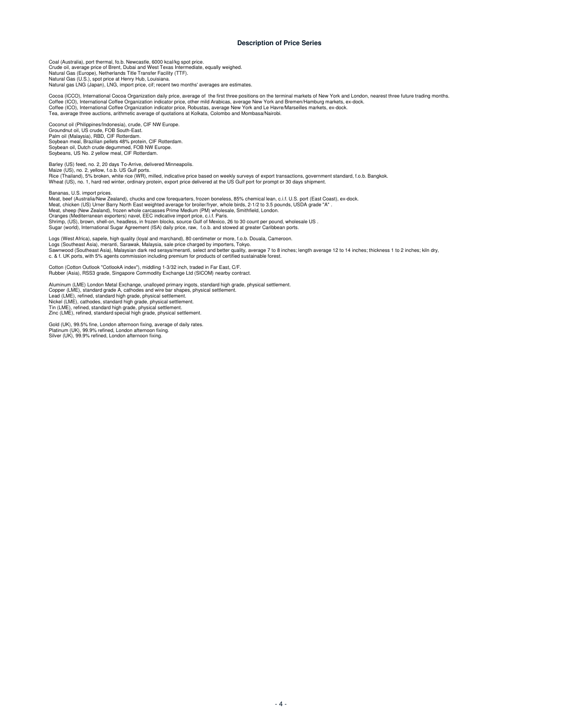## Description of Price Series

Coal (Australia), port thermal, fo.b. Newcastle, 6000 kcal/kg spot price.
Crude oil, average price of Brent, Dubai and West Texas Intermediate, equally weighed.
Natural Gas (Europe), Netherlands Title Transfer Facility (TTF).
Natural Gas (U.S.), spot price at Henry Hub, Louisiana.
Natural gas LNG (Japan), LNG, import price, cif; recent two months' averages are estimates.

Cocoa (ICCO), International Cocoa Organization daily price, average of the first three positions on the terminal markets of New York and London, nearest three future trading months.
Coffee (ICO), International Coffee Organization indicator price, other mild Arabicas, average New York and Bremen/Hamburg markets, ex-dock.
Coffee (ICO), International Coffee Organization indicator price, Robustas, average New York and Le Havre/Marseilles markets, ex-dock.
Tea, average three auctions, arithmetic average of quotations at Kolkata, Colombo and Mombasa/Nairobi.

Coconut oil (Philippines/Indonesia), crude, CIF NW Europe.
Groundnut oil, US crude, FOB South-East.
Palm oil (Malaysia), RBD, CIF Rotterdam.
Soybean meal, Brazilian pellets 48% protein, CIF Rotterdam.
Soybean oil, Dutch crude degummed, FOB NW Europe.
Soybeans, US No. 2 yellow meal, CIF Rotterdam.

Barley (US) feed, no. 2, 20 days To-Arrive, delivered Minneapolis.
Maize (US), no. 2, yellow, f.o.b. US Gulf ports.
Rice (Thailand), 5% broken, white rice (WR), milled, indicative price based on weekly surveys of export transactions, government standard, f.o.b. Bangkok.
Wheat (US), no. 1, hard red winter, ordinary protein, export price delivered at the US Gulf port for prompt or 30 days shipment.

Bananas, U.S. import prices.
Meat, beef (Australia/New Zealand), chucks and cow forequarters, frozen boneless, 85% chemical lean, c.i.f. U.S. port (East Coast), ex-dock.
Meat, chicken (US) Urner Barry North East weighted average for broiler/fryer, whole birds, 2-1/2 to 3.5 pounds, USDA grade "A" .
Meat, sheep (New Zealand), frozen whole carcasses Prime Medium (PM) wholesale, Smithfield, London.
Oranges (Mediterranean exporters) navel, EEC indicative import price, c.i.f. Paris.
Shrimp, (US), brown, shell-on, headless, in frozen blocks, source Gulf of Mexico, 26 to 30 count per pound, wholesale US .
Sugar (world), International Sugar Agreement (ISA) daily price, raw, f.o.b. and stowed at greater Caribbean ports.

Logs (West Africa), sapele, high quality (loyal and marchand), 80 centimeter or more, f.o.b. Douala, Cameroon.
Logs (Southeast Asia), meranti, Sarawak, Malaysia, sale price charged by importers, Tokyo.
Sawnwood (Southeast Asia), Malaysian dark red seraya/meranti, select and better quality, average 7 to 8 inches; length average 12 to 14 inches; thickness 1 to 2 inches; kiln dry, c. & f. UK ports, with 5% agents commission including premium for products of certified sustainable forest.

Cotton (Cotton Outlook "CotlookA index"), middling 1-3/32 inch, traded in Far East, C/F.
Rubber (Asia), RSS3 grade, Singapore Commodity Exchange Ltd (SICOM) nearby contract.

Aluminum (LME) London Metal Exchange, unalloyed primary ingots, standard high grade, physical settlement.
Copper (LME), standard grade A, cathodes and wire bar shapes, physical settlement.
Lead (LME), refined, standard high grade, physical settlement.
Nickel (LME), cathodes, standard high grade, physical settlement.
Tin (LME), refined, standard high grade, physical settlement.
Zinc (LME), refined, standard special high grade, physical settlement.

Gold (UK), 99.5% fine, London afternoon fixing, average of daily rates.
Platinum (UK), 99.9% refined, London afternoon fixing.
Silver (UK), 99.9% refined, London afternoon fixing.